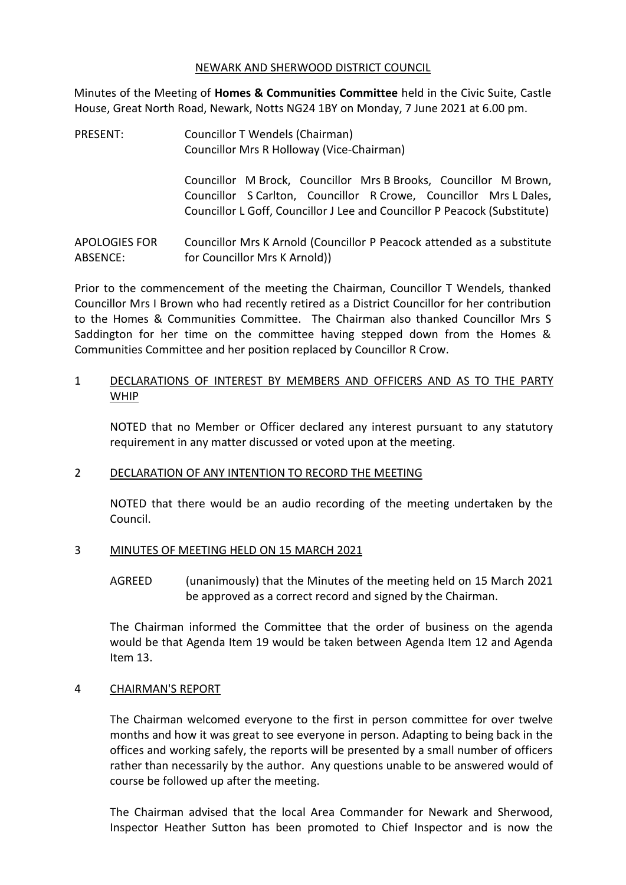NEWARK AND SHERWOOD DISTRICT COUNCIL

Minutes of the Meeting of **Homes & Communities Committee** held in the Civic Suite, Castle House, Great North Road, Newark, Notts NG24 1BY on Monday, 7 June 2021 at 6.00 pm.

PRESENT: Councillor T Wendels (Chairman)
Councillor Mrs R Holloway (Vice-Chairman)

Councillor M Brock, Councillor Mrs B Brooks, Councillor M Brown, Councillor S Carlton, Councillor R Crowe, Councillor Mrs L Dales, Councillor L Goff, Councillor J Lee and Councillor P Peacock (Substitute)

APOLOGIES FOR ABSENCE: Councillor Mrs K Arnold (Councillor P Peacock attended as a substitute for Councillor Mrs K Arnold))

Prior to the commencement of the meeting the Chairman, Councillor T Wendels, thanked Councillor Mrs I Brown who had recently retired as a District Councillor for her contribution to the Homes & Communities Committee. The Chairman also thanked Councillor Mrs S Saddington for her time on the committee having stepped down from the Homes & Communities Committee and her position replaced by Councillor R Crow.

## 1 DECLARATIONS OF INTEREST BY MEMBERS AND OFFICERS AND AS TO THE PARTY WHIP

NOTED that no Member or Officer declared any interest pursuant to any statutory requirement in any matter discussed or voted upon at the meeting.

## 2 DECLARATION OF ANY INTENTION TO RECORD THE MEETING

NOTED that there would be an audio recording of the meeting undertaken by the Council.

## 3 MINUTES OF MEETING HELD ON 15 MARCH 2021

AGREED (unanimously) that the Minutes of the meeting held on 15 March 2021 be approved as a correct record and signed by the Chairman.

The Chairman informed the Committee that the order of business on the agenda would be that Agenda Item 19 would be taken between Agenda Item 12 and Agenda Item 13.

## 4 CHAIRMAN'S REPORT

The Chairman welcomed everyone to the first in person committee for over twelve months and how it was great to see everyone in person. Adapting to being back in the offices and working safely, the reports will be presented by a small number of officers rather than necessarily by the author. Any questions unable to be answered would of course be followed up after the meeting.

The Chairman advised that the local Area Commander for Newark and Sherwood, Inspector Heather Sutton has been promoted to Chief Inspector and is now the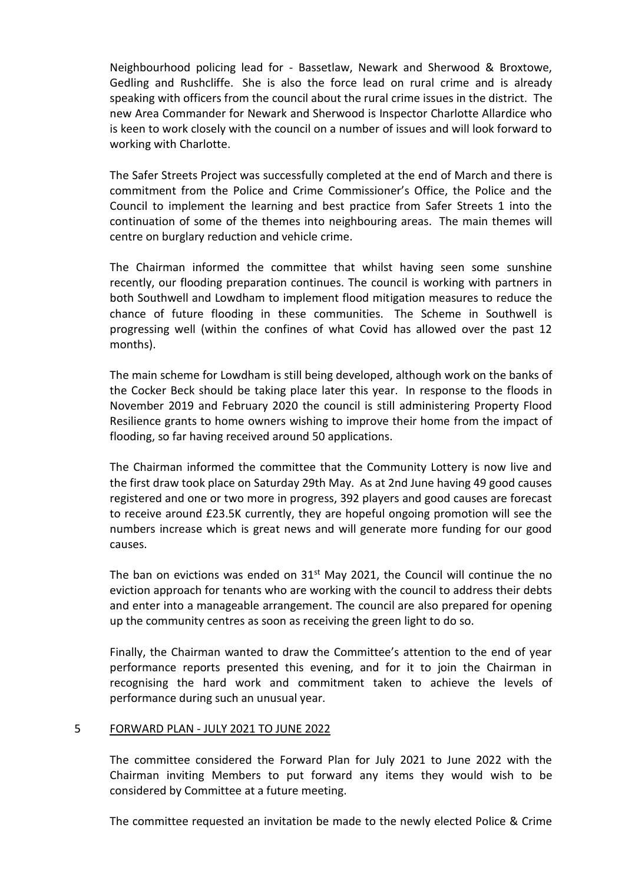Neighbourhood policing lead for - Bassetlaw, Newark and Sherwood & Broxtowe, Gedling and Rushcliffe. She is also the force lead on rural crime and is already speaking with officers from the council about the rural crime issues in the district. The new Area Commander for Newark and Sherwood is Inspector Charlotte Allardice who is keen to work closely with the council on a number of issues and will look forward to working with Charlotte.

The Safer Streets Project was successfully completed at the end of March and there is commitment from the Police and Crime Commissioner's Office, the Police and the Council to implement the learning and best practice from Safer Streets 1 into the continuation of some of the themes into neighbouring areas. The main themes will centre on burglary reduction and vehicle crime.

The Chairman informed the committee that whilst having seen some sunshine recently, our flooding preparation continues. The council is working with partners in both Southwell and Lowdham to implement flood mitigation measures to reduce the chance of future flooding in these communities. The Scheme in Southwell is progressing well (within the confines of what Covid has allowed over the past 12 months).

The main scheme for Lowdham is still being developed, although work on the banks of the Cocker Beck should be taking place later this year. In response to the floods in November 2019 and February 2020 the council is still administering Property Flood Resilience grants to home owners wishing to improve their home from the impact of flooding, so far having received around 50 applications.

The Chairman informed the committee that the Community Lottery is now live and the first draw took place on Saturday 29th May. As at 2nd June having 49 good causes registered and one or two more in progress, 392 players and good causes are forecast to receive around £23.5K currently, they are hopeful ongoing promotion will see the numbers increase which is great news and will generate more funding for our good causes.

The ban on evictions was ended on 31st May 2021, the Council will continue the no eviction approach for tenants who are working with the council to address their debts and enter into a manageable arrangement. The council are also prepared for opening up the community centres as soon as receiving the green light to do so.

Finally, the Chairman wanted to draw the Committee's attention to the end of year performance reports presented this evening, and for it to join the Chairman in recognising the hard work and commitment taken to achieve the levels of performance during such an unusual year.

## 5 FORWARD PLAN - JULY 2021 TO JUNE 2022

The committee considered the Forward Plan for July 2021 to June 2022 with the Chairman inviting Members to put forward any items they would wish to be considered by Committee at a future meeting.

The committee requested an invitation be made to the newly elected Police & Crime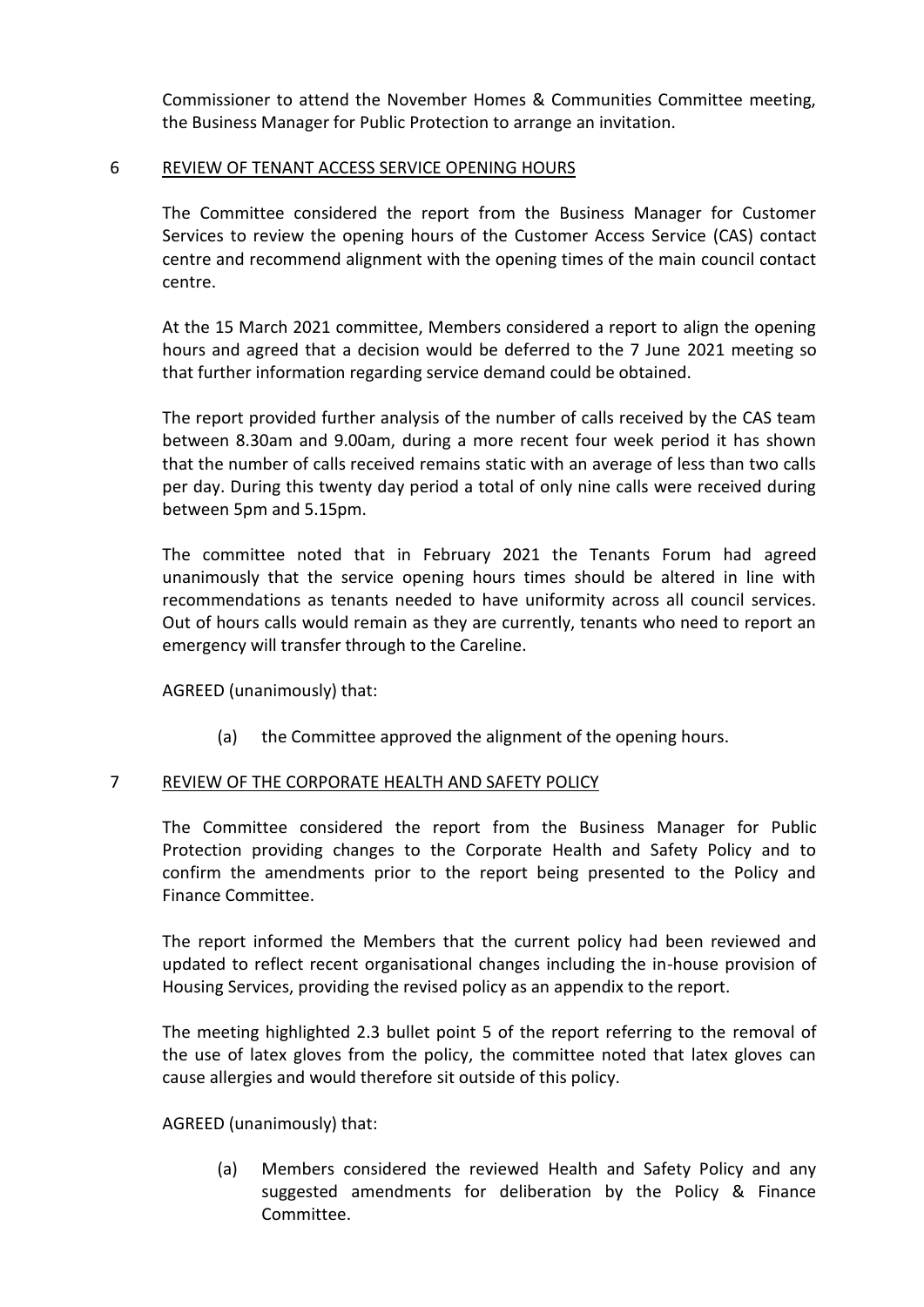Commissioner to attend the November Homes & Communities Committee meeting, the Business Manager for Public Protection to arrange an invitation.

## 6 REVIEW OF TENANT ACCESS SERVICE OPENING HOURS

The Committee considered the report from the Business Manager for Customer Services to review the opening hours of the Customer Access Service (CAS) contact centre and recommend alignment with the opening times of the main council contact centre.

At the 15 March 2021 committee, Members considered a report to align the opening hours and agreed that a decision would be deferred to the 7 June 2021 meeting so that further information regarding service demand could be obtained.

The report provided further analysis of the number of calls received by the CAS team between 8.30am and 9.00am, during a more recent four week period it has shown that the number of calls received remains static with an average of less than two calls per day. During this twenty day period a total of only nine calls were received during between 5pm and 5.15pm.

The committee noted that in February 2021 the Tenants Forum had agreed unanimously that the service opening hours times should be altered in line with recommendations as tenants needed to have uniformity across all council services. Out of hours calls would remain as they are currently, tenants who need to report an emergency will transfer through to the Careline.

AGREED (unanimously) that:

(a) the Committee approved the alignment of the opening hours.

## 7 REVIEW OF THE CORPORATE HEALTH AND SAFETY POLICY

The Committee considered the report from the Business Manager for Public Protection providing changes to the Corporate Health and Safety Policy and to confirm the amendments prior to the report being presented to the Policy and Finance Committee.

The report informed the Members that the current policy had been reviewed and updated to reflect recent organisational changes including the in-house provision of Housing Services, providing the revised policy as an appendix to the report.

The meeting highlighted 2.3 bullet point 5 of the report referring to the removal of the use of latex gloves from the policy, the committee noted that latex gloves can cause allergies and would therefore sit outside of this policy.

AGREED (unanimously) that:

(a) Members considered the reviewed Health and Safety Policy and any suggested amendments for deliberation by the Policy & Finance Committee.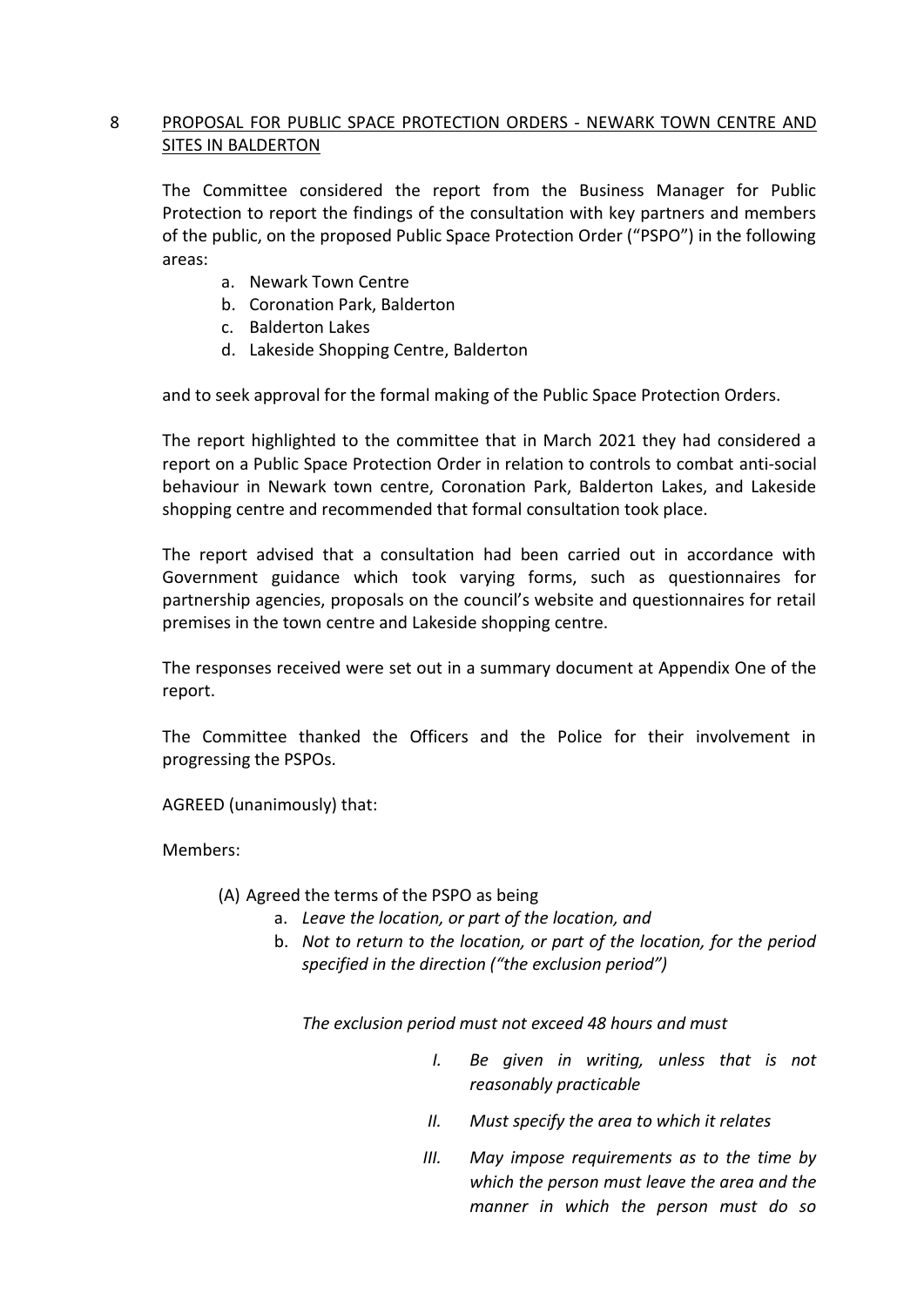## 8 PROPOSAL FOR PUBLIC SPACE PROTECTION ORDERS - NEWARK TOWN CENTRE AND SITES IN BALDERTON

The Committee considered the report from the Business Manager for Public Protection to report the findings of the consultation with key partners and members of the public, on the proposed Public Space Protection Order ("PSPO") in the following areas:

a. Newark Town Centre
b. Coronation Park, Balderton
c. Balderton Lakes
d. Lakeside Shopping Centre, Balderton

and to seek approval for the formal making of the Public Space Protection Orders.

The report highlighted to the committee that in March 2021 they had considered a report on a Public Space Protection Order in relation to controls to combat anti-social behaviour in Newark town centre, Coronation Park, Balderton Lakes, and Lakeside shopping centre and recommended that formal consultation took place.

The report advised that a consultation had been carried out in accordance with Government guidance which took varying forms, such as questionnaires for partnership agencies, proposals on the council's website and questionnaires for retail premises in the town centre and Lakeside shopping centre.

The responses received were set out in a summary document at Appendix One of the report.

The Committee thanked the Officers and the Police for their involvement in progressing the PSPOs.

AGREED (unanimously) that:

Members:

(A) Agreed the terms of the PSPO as being
   a. *Leave the location, or part of the location, and*
   b. *Not to return to the location, or part of the location, for the period specified in the direction ("the exclusion period")*

   *The exclusion period must not exceed 48 hours and must*

   I. *Be given in writing, unless that is not reasonably practicable*
   II. *Must specify the area to which it relates*
   III. *May impose requirements as to the time by which the person must leave the area and the manner in which the person must do so*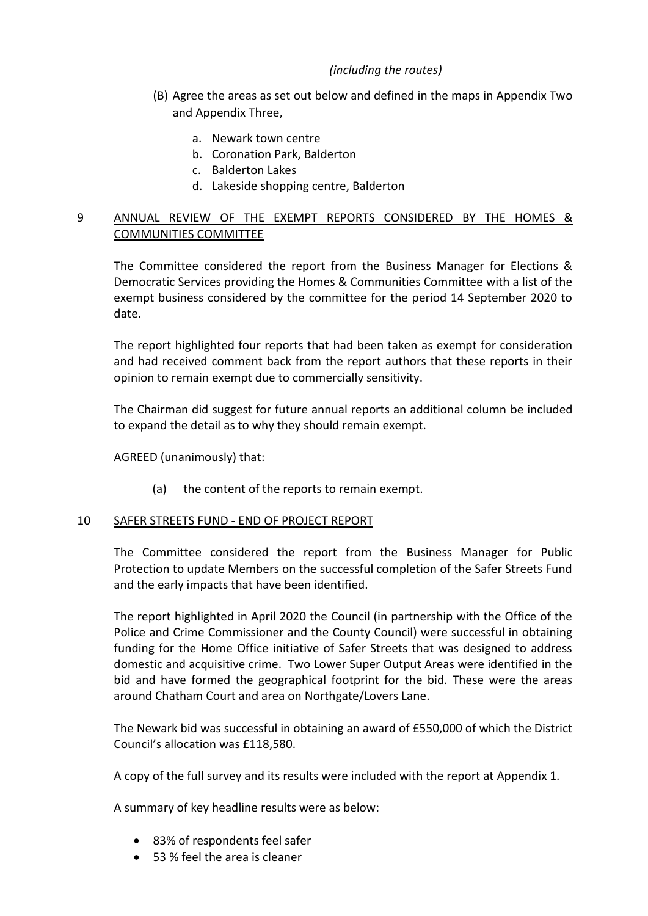*(including the routes)*

(B) Agree the areas as set out below and defined in the maps in Appendix Two and Appendix Three,

a. Newark town centre
b. Coronation Park, Balderton
c. Balderton Lakes
d. Lakeside shopping centre, Balderton

## 9 ANNUAL REVIEW OF THE EXEMPT REPORTS CONSIDERED BY THE HOMES & COMMUNITIES COMMITTEE

The Committee considered the report from the Business Manager for Elections & Democratic Services providing the Homes & Communities Committee with a list of the exempt business considered by the committee for the period 14 September 2020 to date.

The report highlighted four reports that had been taken as exempt for consideration and had received comment back from the report authors that these reports in their opinion to remain exempt due to commercially sensitivity.

The Chairman did suggest for future annual reports an additional column be included to expand the detail as to why they should remain exempt.

AGREED (unanimously) that:

(a) the content of the reports to remain exempt.

## 10 SAFER STREETS FUND - END OF PROJECT REPORT

The Committee considered the report from the Business Manager for Public Protection to update Members on the successful completion of the Safer Streets Fund and the early impacts that have been identified.

The report highlighted in April 2020 the Council (in partnership with the Office of the Police and Crime Commissioner and the County Council) were successful in obtaining funding for the Home Office initiative of Safer Streets that was designed to address domestic and acquisitive crime. Two Lower Super Output Areas were identified in the bid and have formed the geographical footprint for the bid. These were the areas around Chatham Court and area on Northgate/Lovers Lane.

The Newark bid was successful in obtaining an award of £550,000 of which the District Council's allocation was £118,580.

A copy of the full survey and its results were included with the report at Appendix 1.

A summary of key headline results were as below:

- 83% of respondents feel safer
- 53 % feel the area is cleaner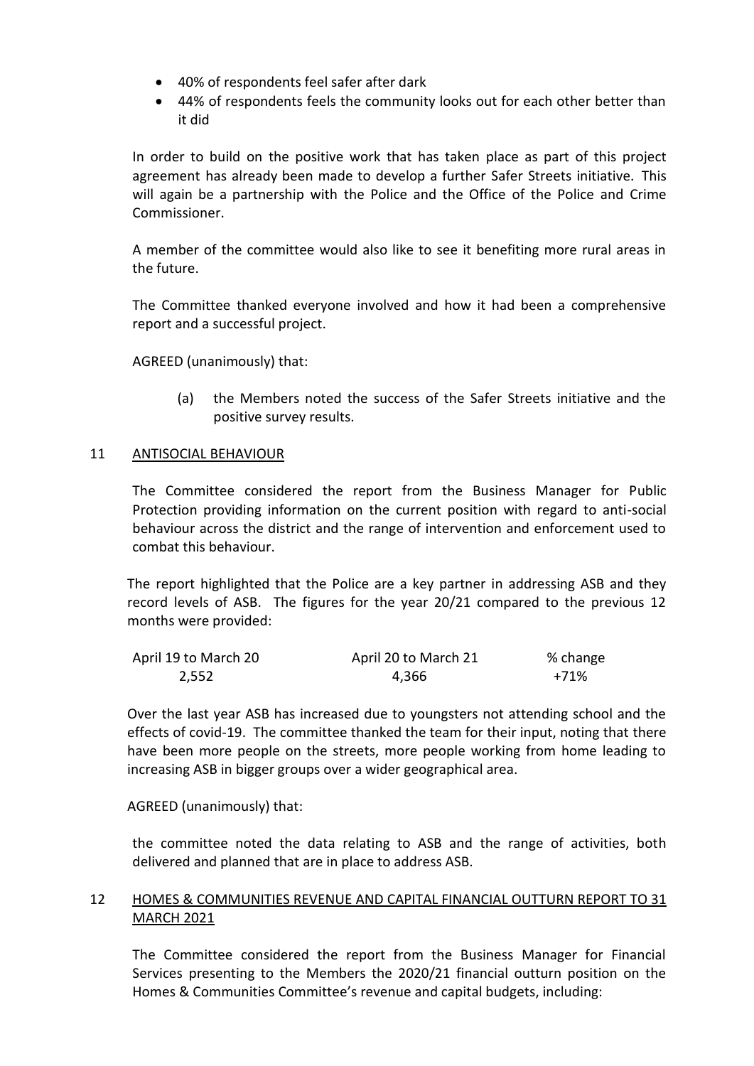- 40% of respondents feel safer after dark
- 44% of respondents feels the community looks out for each other better than it did

In order to build on the positive work that has taken place as part of this project agreement has already been made to develop a further Safer Streets initiative. This will again be a partnership with the Police and the Office of the Police and Crime Commissioner.

A member of the committee would also like to see it benefiting more rural areas in the future.

The Committee thanked everyone involved and how it had been a comprehensive report and a successful project.

AGREED (unanimously) that:

(a) the Members noted the success of the Safer Streets initiative and the positive survey results.

## 11 ANTISOCIAL BEHAVIOUR

The Committee considered the report from the Business Manager for Public Protection providing information on the current position with regard to anti-social behaviour across the district and the range of intervention and enforcement used to combat this behaviour.

The report highlighted that the Police are a key partner in addressing ASB and they record levels of ASB. The figures for the year 20/21 compared to the previous 12 months were provided:

| April 19 to March 20 | April 20 to March 21 | % change |
|---|---|---|
| 2,552 | 4,366 | +71% |

Over the last year ASB has increased due to youngsters not attending school and the effects of covid-19. The committee thanked the team for their input, noting that there have been more people on the streets, more people working from home leading to increasing ASB in bigger groups over a wider geographical area.

AGREED (unanimously) that:

the committee noted the data relating to ASB and the range of activities, both delivered and planned that are in place to address ASB.

## 12 HOMES & COMMUNITIES REVENUE AND CAPITAL FINANCIAL OUTTURN REPORT TO 31 MARCH 2021

The Committee considered the report from the Business Manager for Financial Services presenting to the Members the 2020/21 financial outturn position on the Homes & Communities Committee's revenue and capital budgets, including: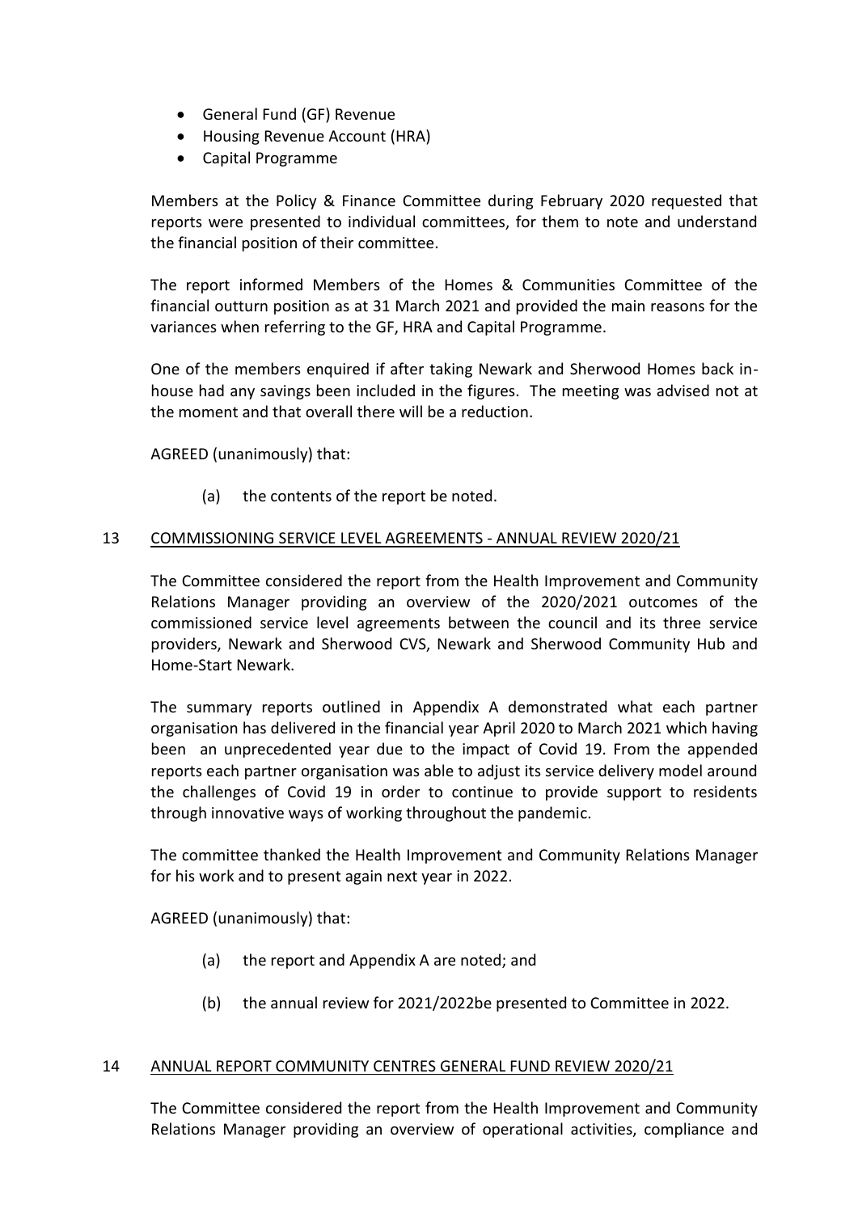- General Fund (GF) Revenue
- Housing Revenue Account (HRA)
- Capital Programme

Members at the Policy & Finance Committee during February 2020 requested that reports were presented to individual committees, for them to note and understand the financial position of their committee.

The report informed Members of the Homes & Communities Committee of the financial outturn position as at 31 March 2021 and provided the main reasons for the variances when referring to the GF, HRA and Capital Programme.

One of the members enquired if after taking Newark and Sherwood Homes back in-house had any savings been included in the figures. The meeting was advised not at the moment and that overall there will be a reduction.

AGREED (unanimously) that:

(a) the contents of the report be noted.

## 13 COMMISSIONING SERVICE LEVEL AGREEMENTS - ANNUAL REVIEW 2020/21

The Committee considered the report from the Health Improvement and Community Relations Manager providing an overview of the 2020/2021 outcomes of the commissioned service level agreements between the council and its three service providers, Newark and Sherwood CVS, Newark and Sherwood Community Hub and Home-Start Newark.

The summary reports outlined in Appendix A demonstrated what each partner organisation has delivered in the financial year April 2020 to March 2021 which having been an unprecedented year due to the impact of Covid 19. From the appended reports each partner organisation was able to adjust its service delivery model around the challenges of Covid 19 in order to continue to provide support to residents through innovative ways of working throughout the pandemic.

The committee thanked the Health Improvement and Community Relations Manager for his work and to present again next year in 2022.

AGREED (unanimously) that:

(a) the report and Appendix A are noted; and

(b) the annual review for 2021/2022be presented to Committee in 2022.

## 14 ANNUAL REPORT COMMUNITY CENTRES GENERAL FUND REVIEW 2020/21

The Committee considered the report from the Health Improvement and Community Relations Manager providing an overview of operational activities, compliance and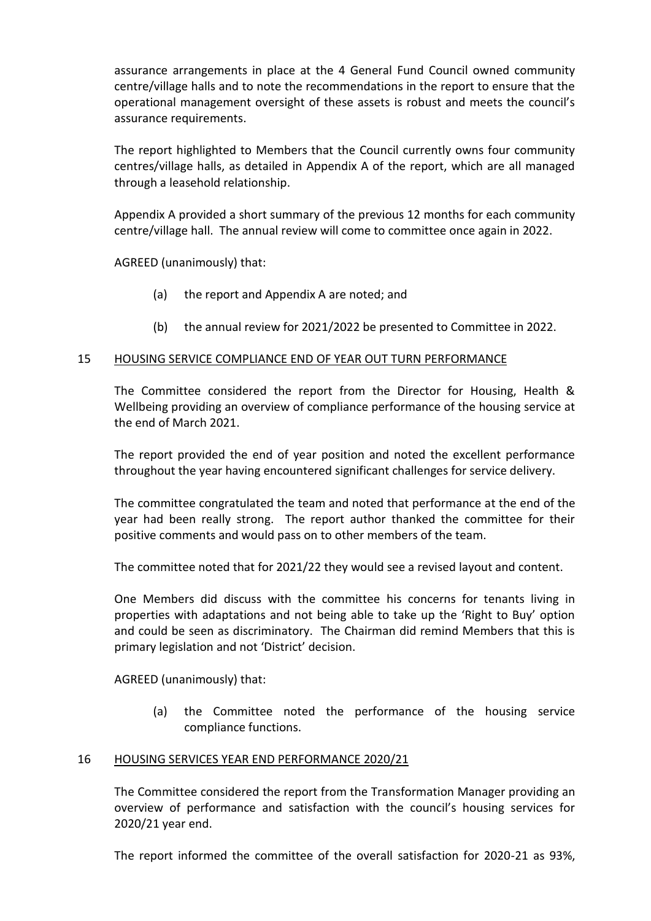assurance arrangements in place at the 4 General Fund Council owned community centre/village halls and to note the recommendations in the report to ensure that the operational management oversight of these assets is robust and meets the council's assurance requirements.

The report highlighted to Members that the Council currently owns four community centres/village halls, as detailed in Appendix A of the report, which are all managed through a leasehold relationship.

Appendix A provided a short summary of the previous 12 months for each community centre/village hall. The annual review will come to committee once again in 2022.

AGREED (unanimously) that:

(a) the report and Appendix A are noted; and

(b) the annual review for 2021/2022 be presented to Committee in 2022.

## 15 HOUSING SERVICE COMPLIANCE END OF YEAR OUT TURN PERFORMANCE

The Committee considered the report from the Director for Housing, Health & Wellbeing providing an overview of compliance performance of the housing service at the end of March 2021.

The report provided the end of year position and noted the excellent performance throughout the year having encountered significant challenges for service delivery.

The committee congratulated the team and noted that performance at the end of the year had been really strong. The report author thanked the committee for their positive comments and would pass on to other members of the team.

The committee noted that for 2021/22 they would see a revised layout and content.

One Members did discuss with the committee his concerns for tenants living in properties with adaptations and not being able to take up the 'Right to Buy' option and could be seen as discriminatory. The Chairman did remind Members that this is primary legislation and not 'District' decision.

AGREED (unanimously) that:

(a) the Committee noted the performance of the housing service compliance functions.

## 16 HOUSING SERVICES YEAR END PERFORMANCE 2020/21

The Committee considered the report from the Transformation Manager providing an overview of performance and satisfaction with the council's housing services for 2020/21 year end.

The report informed the committee of the overall satisfaction for 2020-21 as 93%,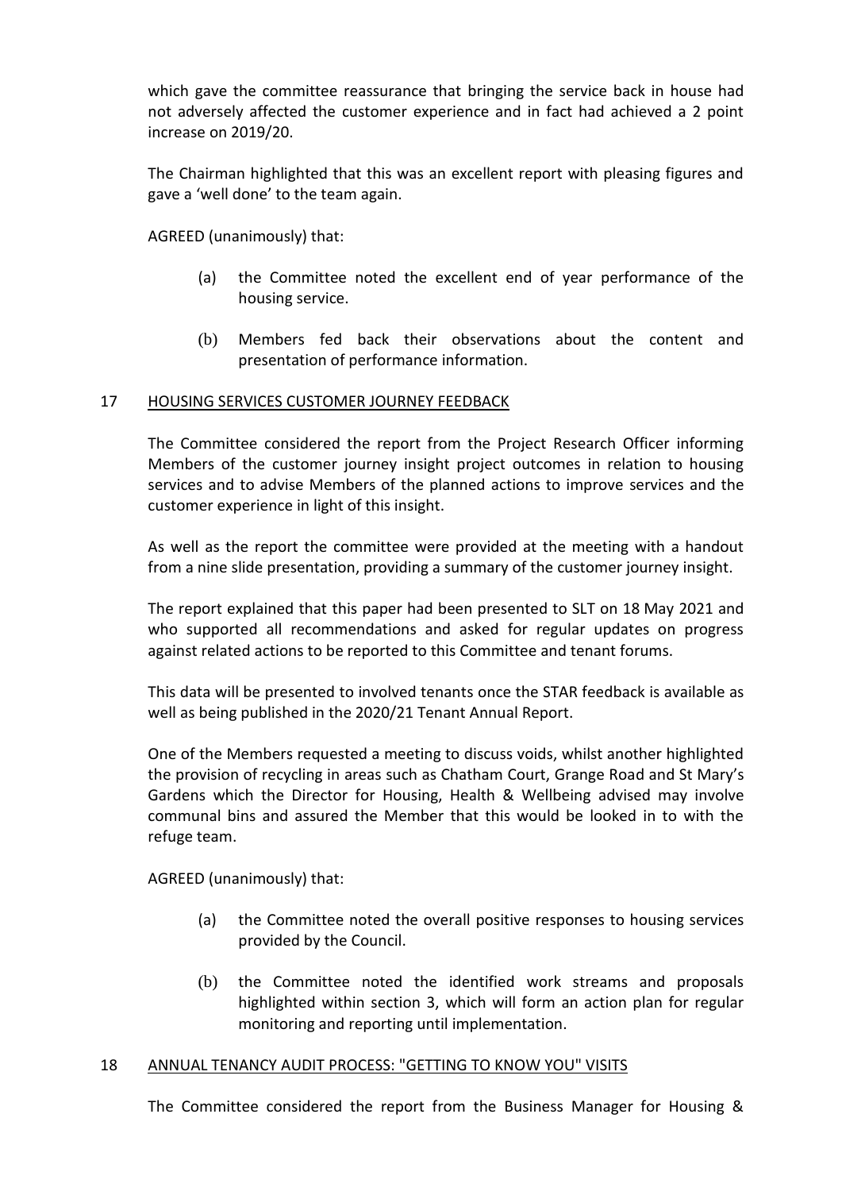which gave the committee reassurance that bringing the service back in house had not adversely affected the customer experience and in fact had achieved a 2 point increase on 2019/20.

The Chairman highlighted that this was an excellent report with pleasing figures and gave a 'well done' to the team again.

AGREED (unanimously) that:

(a) the Committee noted the excellent end of year performance of the housing service.

(b) Members fed back their observations about the content and presentation of performance information.

## 17 HOUSING SERVICES CUSTOMER JOURNEY FEEDBACK

The Committee considered the report from the Project Research Officer informing Members of the customer journey insight project outcomes in relation to housing services and to advise Members of the planned actions to improve services and the customer experience in light of this insight.

As well as the report the committee were provided at the meeting with a handout from a nine slide presentation, providing a summary of the customer journey insight.

The report explained that this paper had been presented to SLT on 18 May 2021 and who supported all recommendations and asked for regular updates on progress against related actions to be reported to this Committee and tenant forums.

This data will be presented to involved tenants once the STAR feedback is available as well as being published in the 2020/21 Tenant Annual Report.

One of the Members requested a meeting to discuss voids, whilst another highlighted the provision of recycling in areas such as Chatham Court, Grange Road and St Mary's Gardens which the Director for Housing, Health & Wellbeing advised may involve communal bins and assured the Member that this would be looked in to with the refuge team.

AGREED (unanimously) that:

(a) the Committee noted the overall positive responses to housing services provided by the Council.

(b) the Committee noted the identified work streams and proposals highlighted within section 3, which will form an action plan for regular monitoring and reporting until implementation.

## 18 ANNUAL TENANCY AUDIT PROCESS: "GETTING TO KNOW YOU" VISITS

The Committee considered the report from the Business Manager for Housing &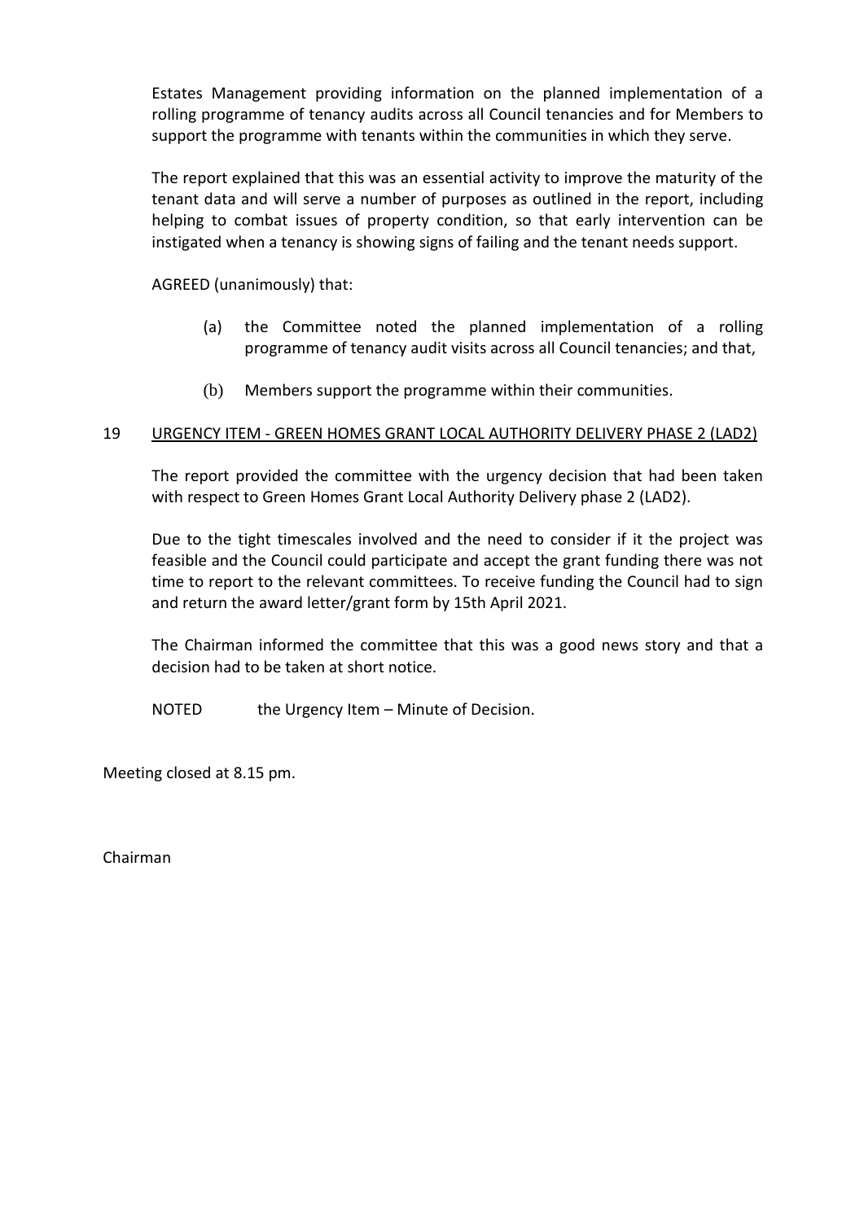Estates Management providing information on the planned implementation of a rolling programme of tenancy audits across all Council tenancies and for Members to support the programme with tenants within the communities in which they serve.

The report explained that this was an essential activity to improve the maturity of the tenant data and will serve a number of purposes as outlined in the report, including helping to combat issues of property condition, so that early intervention can be instigated when a tenancy is showing signs of failing and the tenant needs support.

AGREED (unanimously) that:

(a) the Committee noted the planned implementation of a rolling programme of tenancy audit visits across all Council tenancies; and that,

(b) Members support the programme within their communities.

19 URGENCY ITEM - GREEN HOMES GRANT LOCAL AUTHORITY DELIVERY PHASE 2 (LAD2)

The report provided the committee with the urgency decision that had been taken with respect to Green Homes Grant Local Authority Delivery phase 2 (LAD2).

Due to the tight timescales involved and the need to consider if it the project was feasible and the Council could participate and accept the grant funding there was not time to report to the relevant committees. To receive funding the Council had to sign and return the award letter/grant form by 15th April 2021.

The Chairman informed the committee that this was a good news story and that a decision had to be taken at short notice.

NOTED the Urgency Item – Minute of Decision.

Meeting closed at 8.15 pm.

Chairman